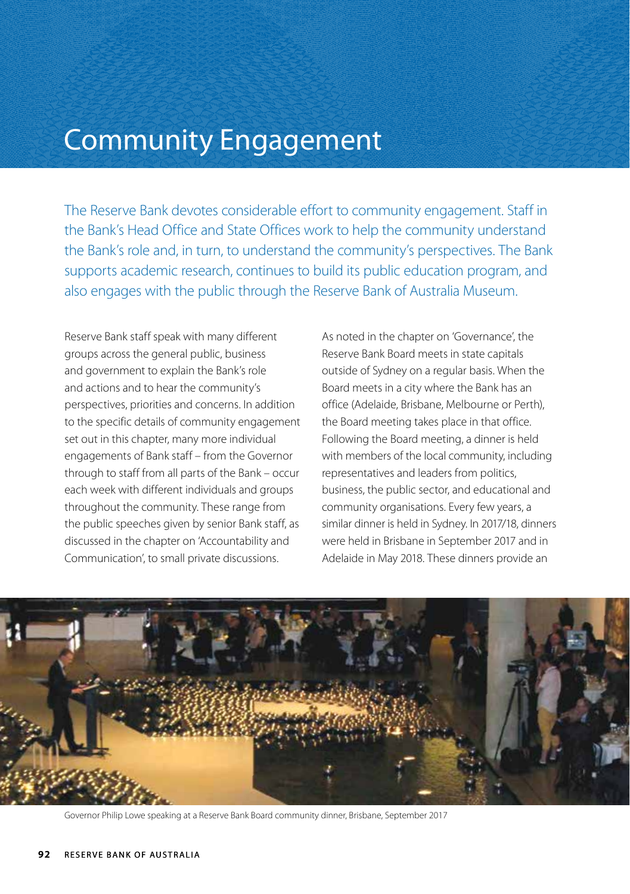# Community Engagement

The Reserve Bank devotes considerable effort to community engagement. Staff in the Bank's Head Office and State Offices work to help the community understand the Bank's role and, in turn, to understand the community's perspectives. The Bank supports academic research, continues to build its public education program, and also engages with the public through the Reserve Bank of Australia Museum.

Reserve Bank staff speak with many different groups across the general public, business and government to explain the Bank's role and actions and to hear the community's perspectives, priorities and concerns. In addition to the specific details of community engagement set out in this chapter, many more individual engagements of Bank staff – from the Governor through to staff from all parts of the Bank – occur each week with different individuals and groups throughout the community. These range from the public speeches given by senior Bank staff, as discussed in the chapter on 'Accountability and Communication', to small private discussions.

As noted in the chapter on 'Governance', the Reserve Bank Board meets in state capitals outside of Sydney on a regular basis. When the Board meets in a city where the Bank has an office (Adelaide, Brisbane, Melbourne or Perth), the Board meeting takes place in that office. Following the Board meeting, a dinner is held with members of the local community, including representatives and leaders from politics, business, the public sector, and educational and community organisations. Every few years, a similar dinner is held in Sydney. In 2017/18, dinners were held in Brisbane in September 2017 and in Adelaide in May 2018. These dinners provide an

Governor Philip Lowe speaking at a Reserve Bank Board community dinner, Brisbane, September 2017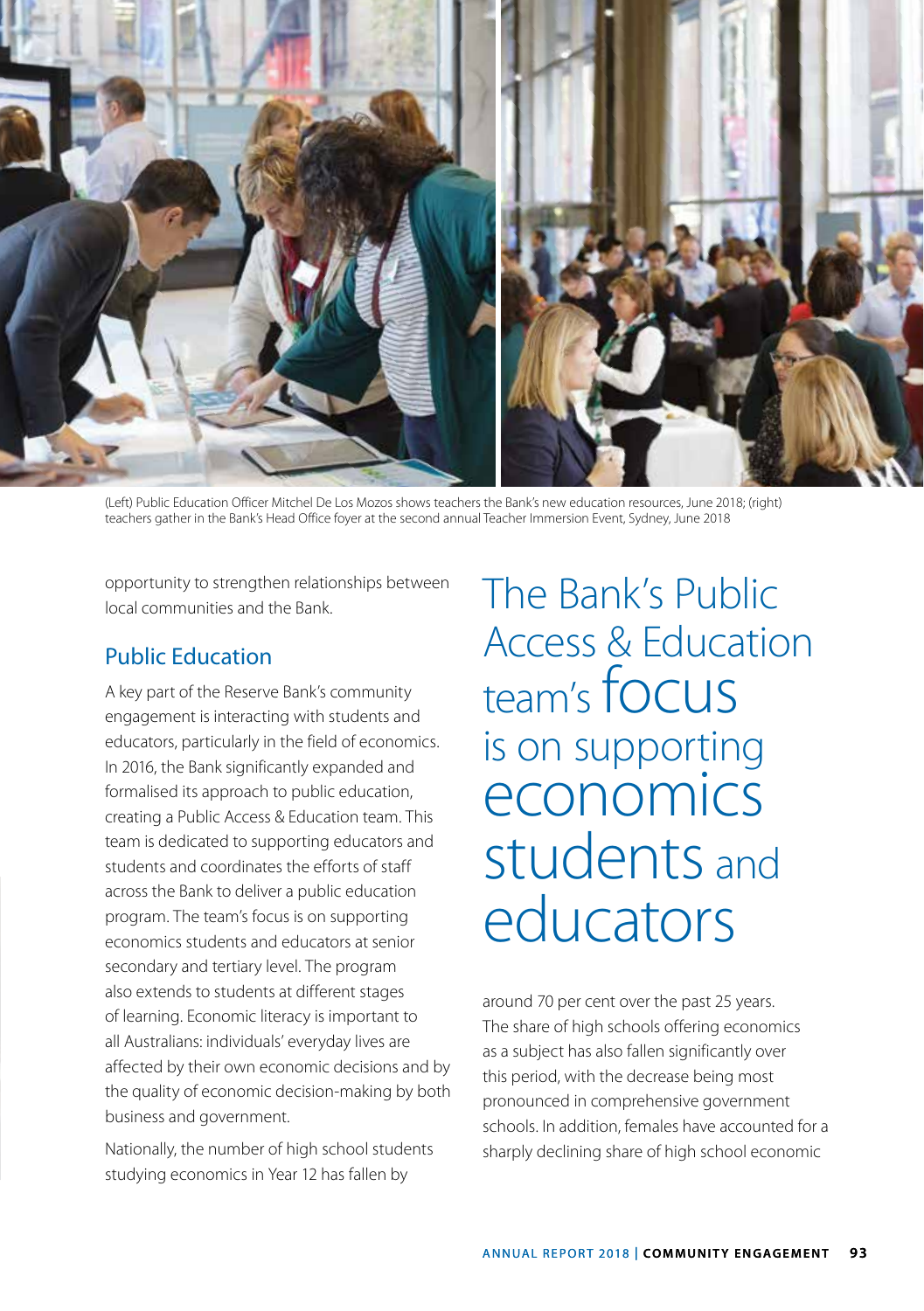(Left) Public Education Officer Mitchel De Los Mozos shows teachers the Bank's new education resources, June 2018; (right) teachers gather in the Bank's Head Office foyer at the second annual Teacher Immersion Event, Sydney, June 2018

opportunity to strengthen relationships between local communities and the Bank.

## Public Education

A key part of the Reserve Bank's community engagement is interacting with students and educators, particularly in the field of economics. In 2016, the Bank significantly expanded and formalised its approach to public education, creating a Public Access & Education team. This team is dedicated to supporting educators and students and coordinates the efforts of staff across the Bank to deliver a public education program. The team's focus is on supporting economics students and educators at senior secondary and tertiary level. The program also extends to students at different stages of learning. Economic literacy is important to all Australians: individuals' everyday lives are affected by their own economic decisions and by the quality of economic decision-making by both business and government.

> The Bank's Public Access & Education team's focus is on supporting economics students and educators

Nationally, the number of high school students studying economics in Year 12 has fallen by around 70 per cent over the past 25 years. The share of high schools offering economics as a subject has also fallen significantly over this period, with the decrease being most pronounced in comprehensive government schools. In addition, females have accounted for a sharply declining share of high school economic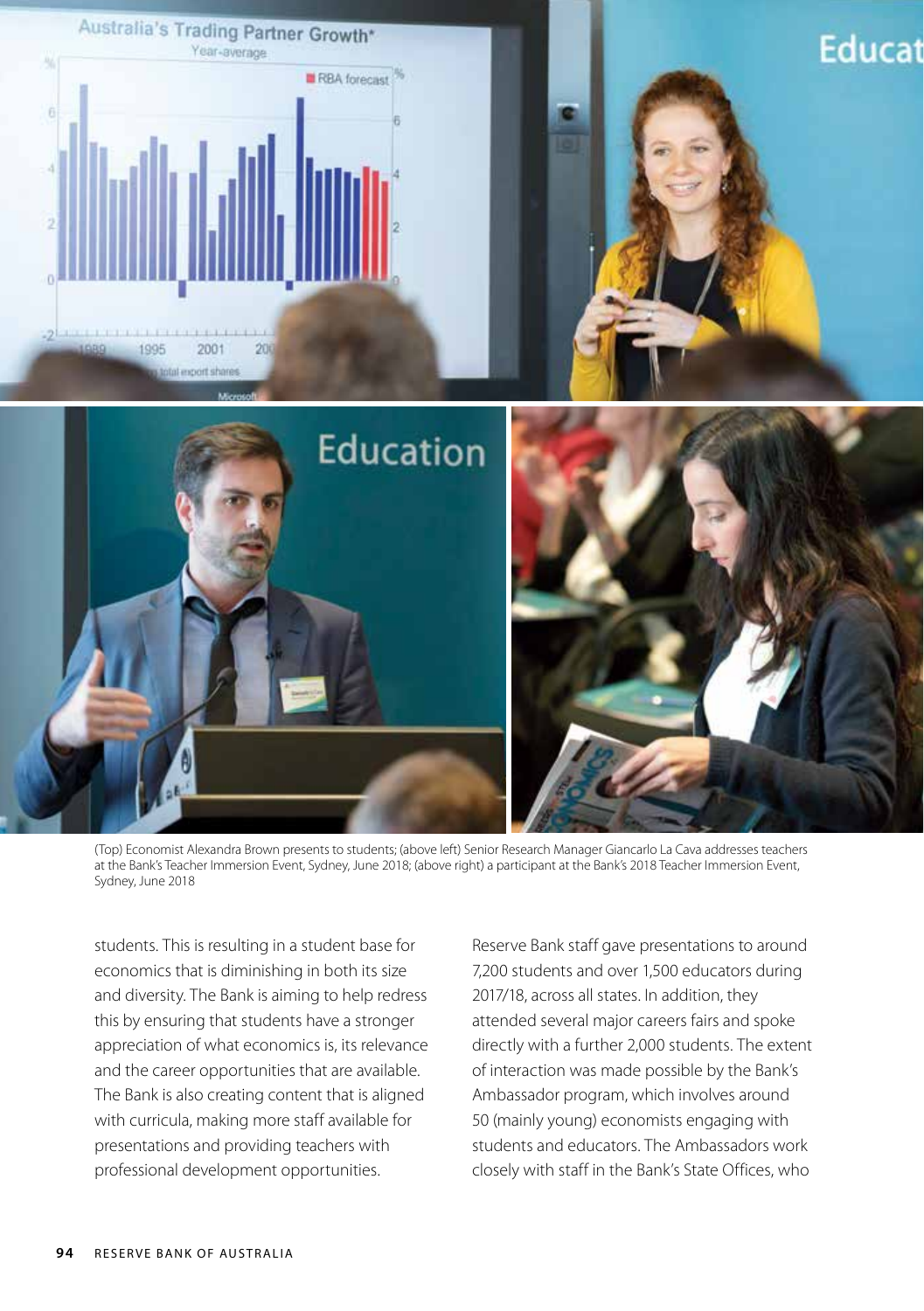(Top) Economist Alexandra Brown presents to students; (above left) Senior Research Manager Giancarlo La Cava addresses teachers at the Bank's Teacher Immersion Event, Sydney, June 2018; (above right) a participant at the Bank's 2018 Teacher Immersion Event, Sydney, June 2018

students. This is resulting in a student base for economics that is diminishing in both its size and diversity. The Bank is aiming to help redress this by ensuring that students have a stronger appreciation of what economics is, its relevance and the career opportunities that are available. The Bank is also creating content that is aligned with curricula, making more staff available for presentations and providing teachers with professional development opportunities.

Reserve Bank staff gave presentations to around 7,200 students and over 1,500 educators during 2017/18, across all states. In addition, they attended several major careers fairs and spoke directly with a further 2,000 students. The extent of interaction was made possible by the Bank's Ambassador program, which involves around 50 (mainly young) economists engaging with students and educators. The Ambassadors work closely with staff in the Bank's State Offices, who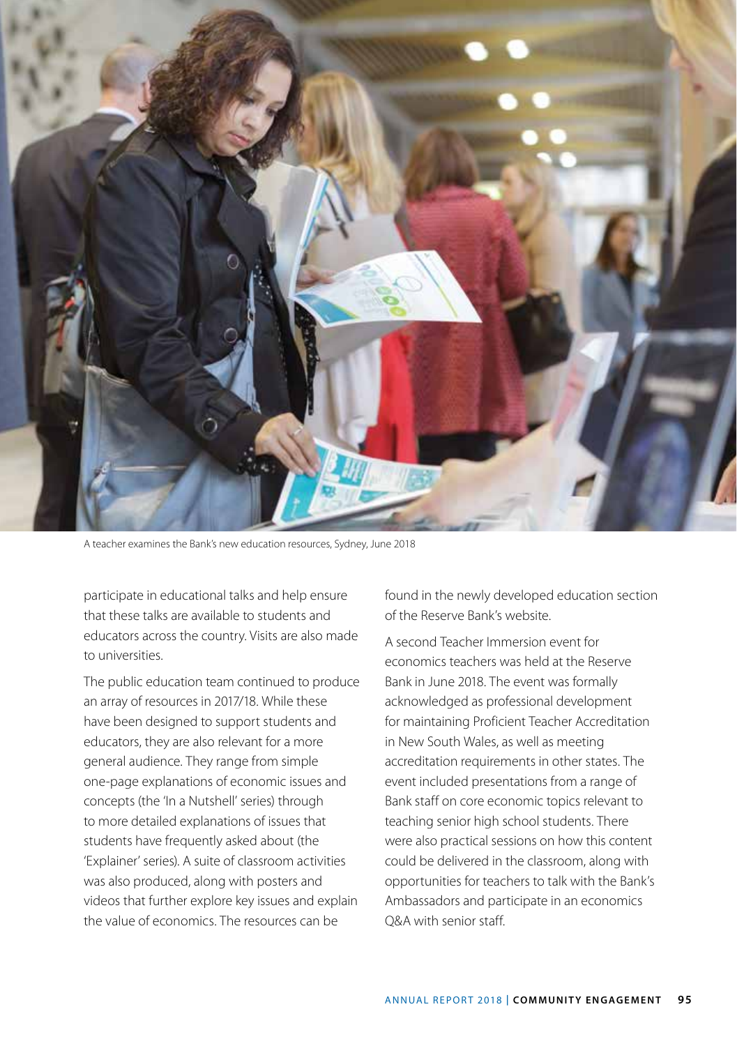A teacher examines the Bank's new education resources, Sydney, June 2018

participate in educational talks and help ensure that these talks are available to students and educators across the country. Visits are also made to universities.

The public education team continued to produce an array of resources in 2017/18. While these have been designed to support students and educators, they are also relevant for a more general audience. They range from simple one-page explanations of economic issues and concepts (the 'In a Nutshell' series) through to more detailed explanations of issues that students have frequently asked about (the 'Explainer' series). A suite of classroom activities was also produced, along with posters and videos that further explore key issues and explain the value of economics. The resources can be found in the newly developed education section of the Reserve Bank's website.

A second Teacher Immersion event for economics teachers was held at the Reserve Bank in June 2018. The event was formally acknowledged as professional development for maintaining Proficient Teacher Accreditation in New South Wales, as well as meeting accreditation requirements in other states. The event included presentations from a range of Bank staff on core economic topics relevant to teaching senior high school students. There were also practical sessions on how this content could be delivered in the classroom, along with opportunities for teachers to talk with the Bank's Ambassadors and participate in an economics Q&A with senior staff.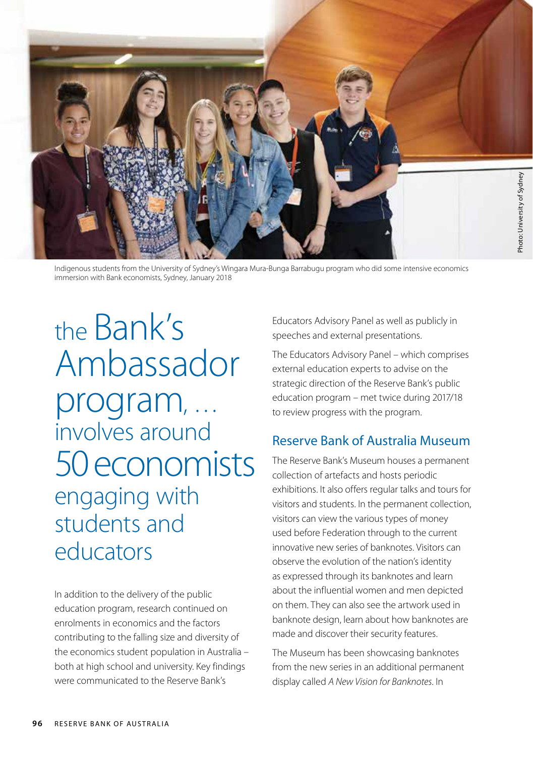Indigenous students from the University of Sydney's Wingara Mura-Bunga Barrabugu program who did some intensive economics immersion with Bank economists, Sydney, January 2018

Photo: University of Sydney

> the Bank's Ambassador program, … involves around 50 economists engaging with students and educators

In addition to the delivery of the public education program, research continued on enrolments in economics and the factors contributing to the falling size and diversity of the economics student population in Australia – both at high school and university. Key findings were communicated to the Reserve Bank's Educators Advisory Panel as well as publicly in speeches and external presentations.

The Educators Advisory Panel – which comprises external education experts to advise on the strategic direction of the Reserve Bank's public education program – met twice during 2017/18 to review progress with the program.

## Reserve Bank of Australia Museum

The Reserve Bank's Museum houses a permanent collection of artefacts and hosts periodic exhibitions. It also offers regular talks and tours for visitors and students. In the permanent collection, visitors can view the various types of money used before Federation through to the current innovative new series of banknotes. Visitors can observe the evolution of the nation's identity as expressed through its banknotes and learn about the influential women and men depicted on them. They can also see the artwork used in banknote design, learn about how banknotes are made and discover their security features.

The Museum has been showcasing banknotes from the new series in an additional permanent display called *A New Vision for Banknotes*. In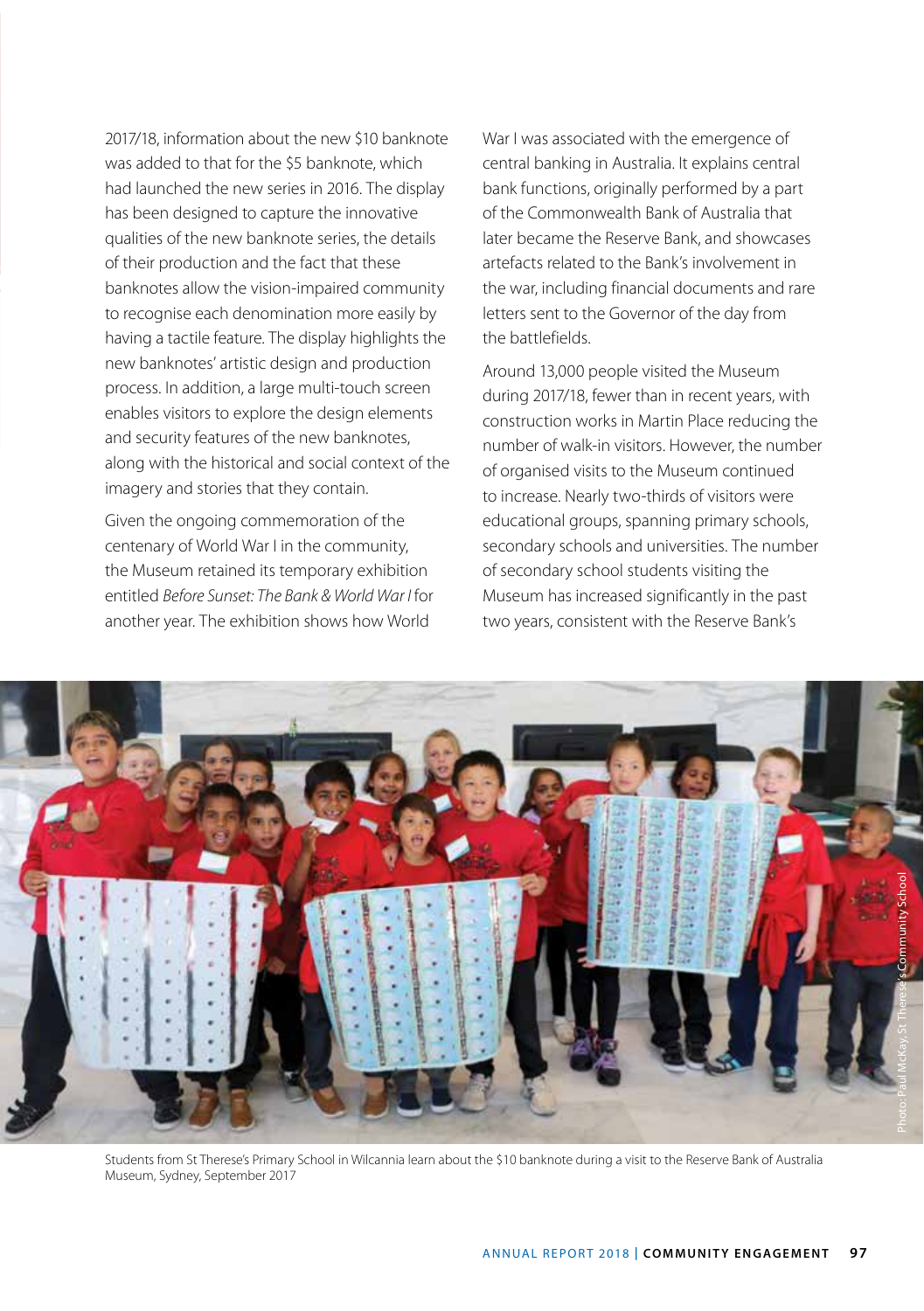2017/18, information about the new $10 banknote was added to that for the $5 banknote, which had launched the new series in 2016. The display has been designed to capture the innovative qualities of the new banknote series, the details of their production and the fact that these banknotes allow the vision-impaired community to recognise each denomination more easily by having a tactile feature. The display highlights the new banknotes' artistic design and production process. In addition, a large multi-touch screen enables visitors to explore the design elements and security features of the new banknotes, along with the historical and social context of the imagery and stories that they contain.

Given the ongoing commemoration of the centenary of World War I in the community, the Museum retained its temporary exhibition entitled *Before Sunset: The Bank & World War I* for another year. The exhibition shows how World War I was associated with the emergence of central banking in Australia. It explains central bank functions, originally performed by a part of the Commonwealth Bank of Australia that later became the Reserve Bank, and showcases artefacts related to the Bank's involvement in the war, including financial documents and rare letters sent to the Governor of the day from the battlefields.

Around 13,000 people visited the Museum during 2017/18, fewer than in recent years, with construction works in Martin Place reducing the number of walk-in visitors. However, the number of organised visits to the Museum continued to increase. Nearly two-thirds of visitors were educational groups, spanning primary schools, secondary schools and universities. The number of secondary school students visiting the Museum has increased significantly in the past two years, consistent with the Reserve Bank's

Photo: Paul McKay, St Therese's Community School

Students from St Therese's Primary School in Wilcannia learn about the $10 banknote during a visit to the Reserve Bank of Australia Museum, Sydney, September 2017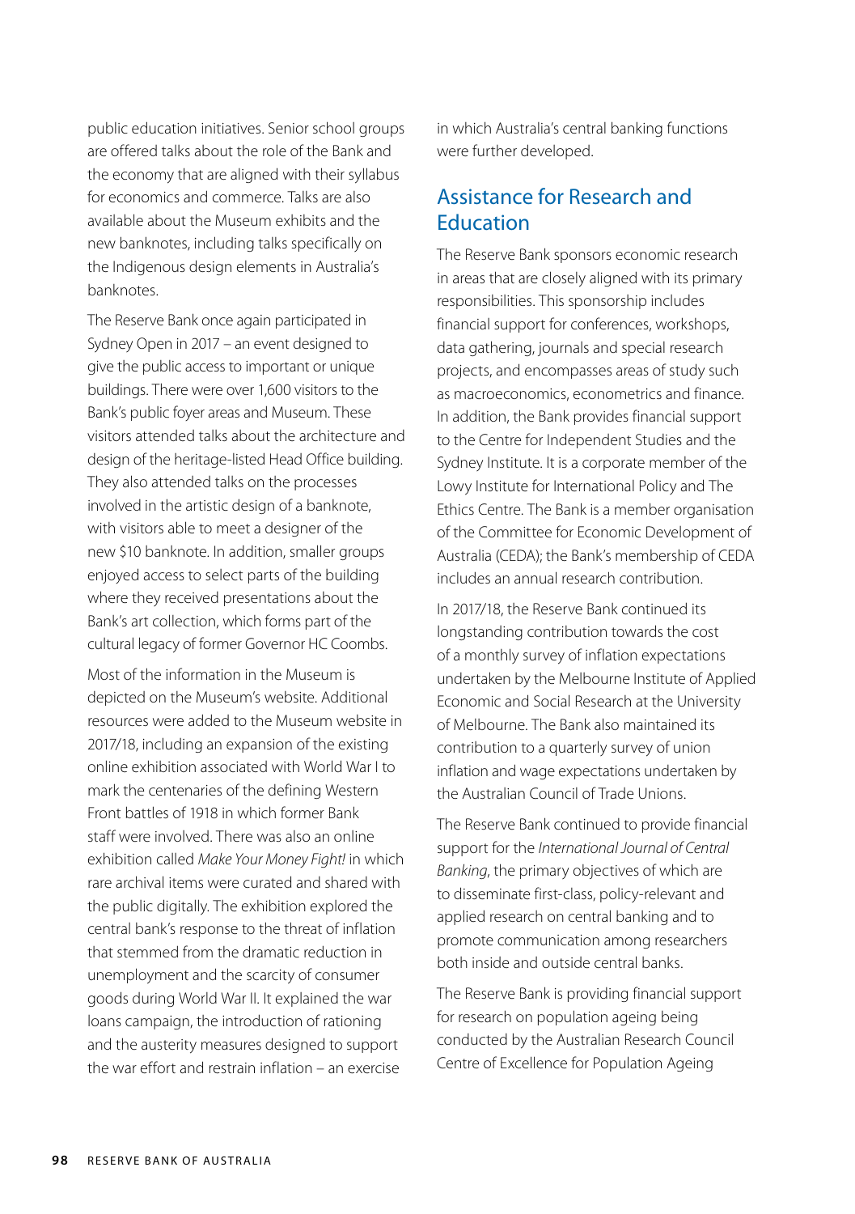public education initiatives. Senior school groups are offered talks about the role of the Bank and the economy that are aligned with their syllabus for economics and commerce. Talks are also available about the Museum exhibits and the new banknotes, including talks specifically on the Indigenous design elements in Australia's banknotes.

The Reserve Bank once again participated in Sydney Open in 2017 – an event designed to give the public access to important or unique buildings. There were over 1,600 visitors to the Bank's public foyer areas and Museum. These visitors attended talks about the architecture and design of the heritage-listed Head Office building. They also attended talks on the processes involved in the artistic design of a banknote, with visitors able to meet a designer of the new $10 banknote. In addition, smaller groups enjoyed access to select parts of the building where they received presentations about the Bank's art collection, which forms part of the cultural legacy of former Governor HC Coombs.

Most of the information in the Museum is depicted on the Museum's website. Additional resources were added to the Museum website in 2017/18, including an expansion of the existing online exhibition associated with World War I to mark the centenaries of the defining Western Front battles of 1918 in which former Bank staff were involved. There was also an online exhibition called *Make Your Money Fight!* in which rare archival items were curated and shared with the public digitally. The exhibition explored the central bank's response to the threat of inflation that stemmed from the dramatic reduction in unemployment and the scarcity of consumer goods during World War II. It explained the war loans campaign, the introduction of rationing and the austerity measures designed to support the war effort and restrain inflation – an exercise in which Australia's central banking functions were further developed.

## Assistance for Research and Education

The Reserve Bank sponsors economic research in areas that are closely aligned with its primary responsibilities. This sponsorship includes financial support for conferences, workshops, data gathering, journals and special research projects, and encompasses areas of study such as macroeconomics, econometrics and finance. In addition, the Bank provides financial support to the Centre for Independent Studies and the Sydney Institute. It is a corporate member of the Lowy Institute for International Policy and The Ethics Centre. The Bank is a member organisation of the Committee for Economic Development of Australia (CEDA); the Bank's membership of CEDA includes an annual research contribution.

In 2017/18, the Reserve Bank continued its longstanding contribution towards the cost of a monthly survey of inflation expectations undertaken by the Melbourne Institute of Applied Economic and Social Research at the University of Melbourne. The Bank also maintained its contribution to a quarterly survey of union inflation and wage expectations undertaken by the Australian Council of Trade Unions.

The Reserve Bank continued to provide financial support for the *International Journal of Central Banking*, the primary objectives of which are to disseminate first-class, policy-relevant and applied research on central banking and to promote communication among researchers both inside and outside central banks.

The Reserve Bank is providing financial support for research on population ageing being conducted by the Australian Research Council Centre of Excellence for Population Ageing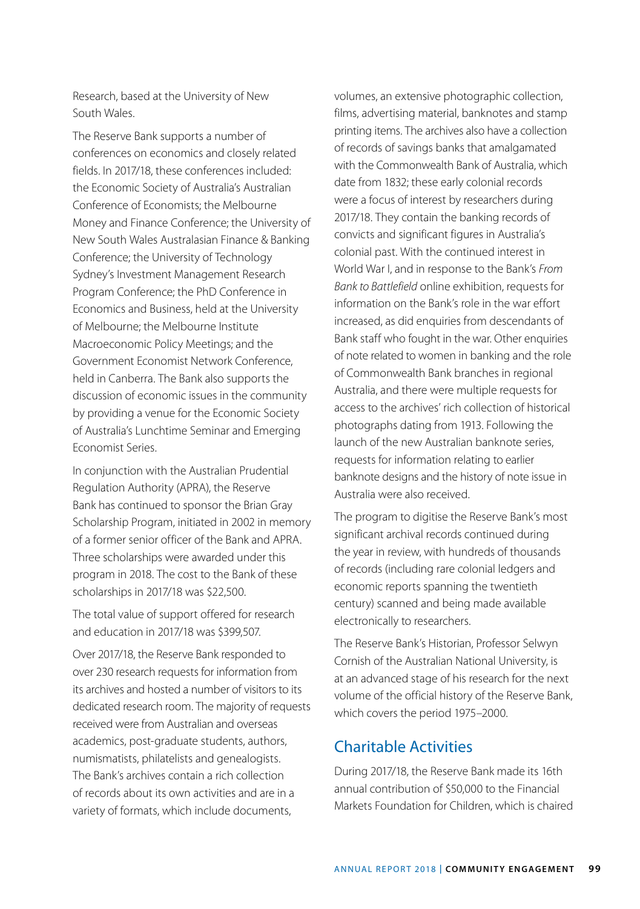Research, based at the University of New South Wales.

The Reserve Bank supports a number of conferences on economics and closely related fields. In 2017/18, these conferences included: the Economic Society of Australia's Australian Conference of Economists; the Melbourne Money and Finance Conference; the University of New South Wales Australasian Finance & Banking Conference; the University of Technology Sydney's Investment Management Research Program Conference; the PhD Conference in Economics and Business, held at the University of Melbourne; the Melbourne Institute Macroeconomic Policy Meetings; and the Government Economist Network Conference, held in Canberra. The Bank also supports the discussion of economic issues in the community by providing a venue for the Economic Society of Australia's Lunchtime Seminar and Emerging Economist Series.

In conjunction with the Australian Prudential Regulation Authority (APRA), the Reserve Bank has continued to sponsor the Brian Gray Scholarship Program, initiated in 2002 in memory of a former senior officer of the Bank and APRA. Three scholarships were awarded under this program in 2018. The cost to the Bank of these scholarships in 2017/18 was $22,500.

The total value of support offered for research and education in 2017/18 was $399,507.

Over 2017/18, the Reserve Bank responded to over 230 research requests for information from its archives and hosted a number of visitors to its dedicated research room. The majority of requests received were from Australian and overseas academics, post-graduate students, authors, numismatists, philatelists and genealogists. The Bank's archives contain a rich collection of records about its own activities and are in a variety of formats, which include documents, volumes, an extensive photographic collection, films, advertising material, banknotes and stamp printing items. The archives also have a collection of records of savings banks that amalgamated with the Commonwealth Bank of Australia, which date from 1832; these early colonial records were a focus of interest by researchers during 2017/18. They contain the banking records of convicts and significant figures in Australia's colonial past. With the continued interest in World War I, and in response to the Bank's *From Bank to Battlefield* online exhibition, requests for information on the Bank's role in the war effort increased, as did enquiries from descendants of Bank staff who fought in the war. Other enquiries of note related to women in banking and the role of Commonwealth Bank branches in regional Australia, and there were multiple requests for access to the archives' rich collection of historical photographs dating from 1913. Following the launch of the new Australian banknote series, requests for information relating to earlier banknote designs and the history of note issue in Australia were also received.

The program to digitise the Reserve Bank's most significant archival records continued during the year in review, with hundreds of thousands of records (including rare colonial ledgers and economic reports spanning the twentieth century) scanned and being made available electronically to researchers.

The Reserve Bank's Historian, Professor Selwyn Cornish of the Australian National University, is at an advanced stage of his research for the next volume of the official history of the Reserve Bank, which covers the period 1975–2000.

## Charitable Activities

During 2017/18, the Reserve Bank made its 16th annual contribution of $50,000 to the Financial Markets Foundation for Children, which is chaired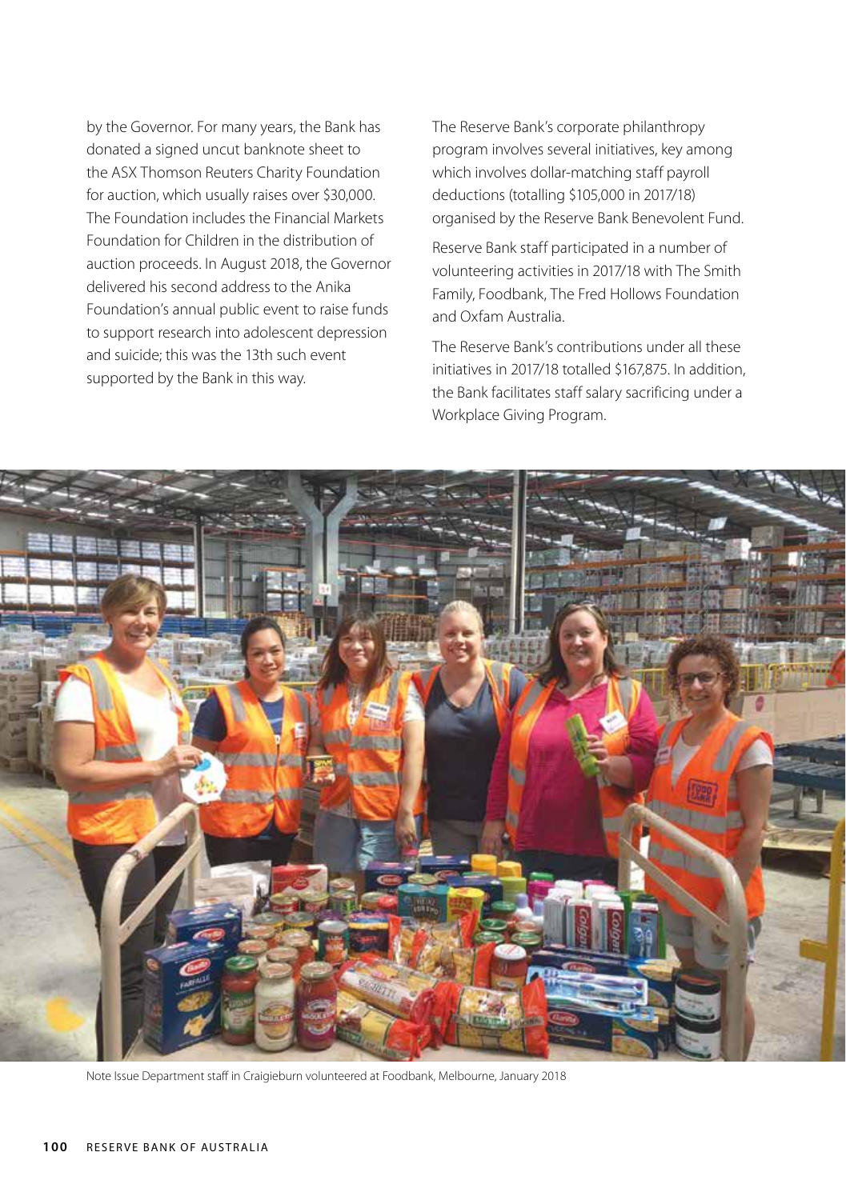by the Governor. For many years, the Bank has donated a signed uncut banknote sheet to the ASX Thomson Reuters Charity Foundation for auction, which usually raises over $30,000. The Foundation includes the Financial Markets Foundation for Children in the distribution of auction proceeds. In August 2018, the Governor delivered his second address to the Anika Foundation's annual public event to raise funds to support research into adolescent depression and suicide; this was the 13th such event supported by the Bank in this way.

The Reserve Bank's corporate philanthropy program involves several initiatives, key among which involves dollar-matching staff payroll deductions (totalling $105,000 in 2017/18) organised by the Reserve Bank Benevolent Fund.

Reserve Bank staff participated in a number of volunteering activities in 2017/18 with The Smith Family, Foodbank, The Fred Hollows Foundation and Oxfam Australia.

The Reserve Bank's contributions under all these initiatives in 2017/18 totalled $167,875. In addition, the Bank facilitates staff salary sacrificing under a Workplace Giving Program.

Note Issue Department staff in Craigieburn volunteered at Foodbank, Melbourne, January 2018